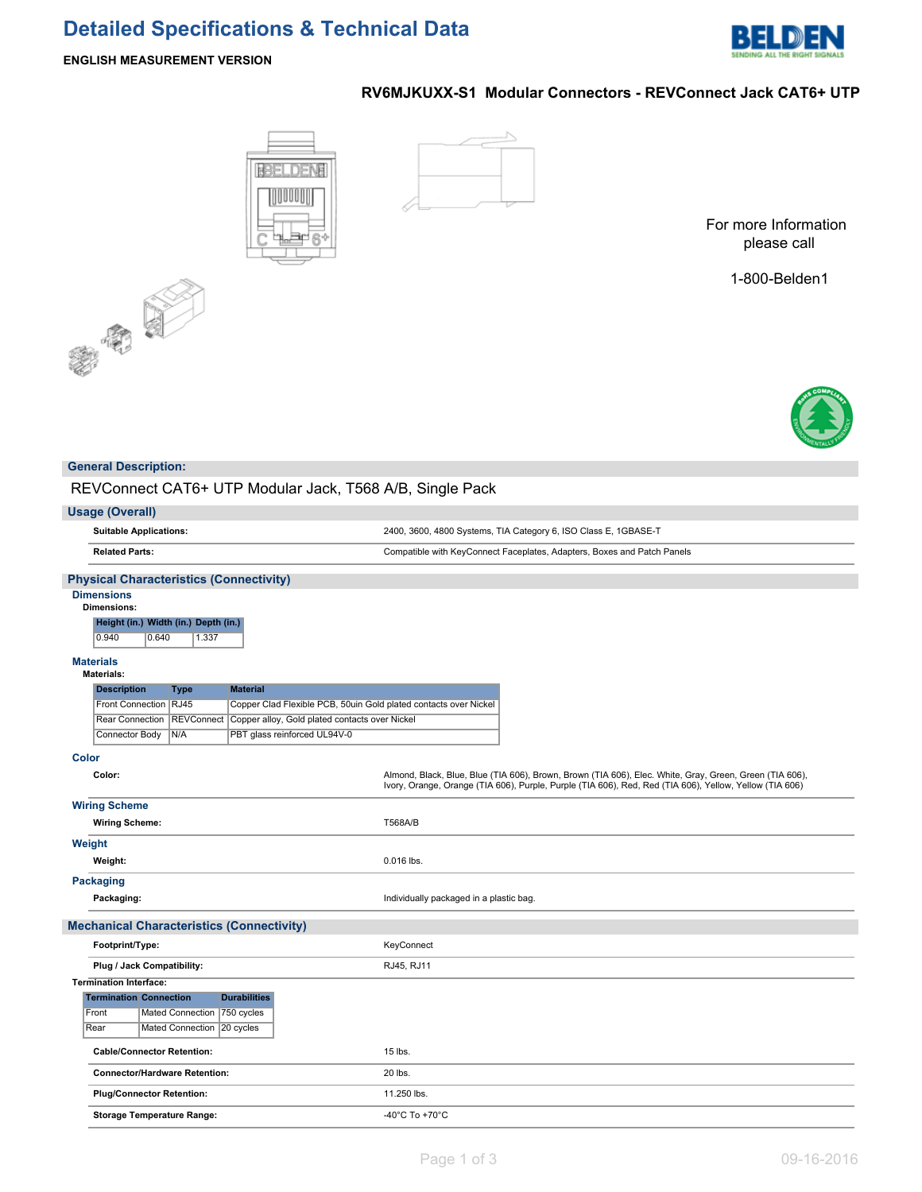# Detailed Specifications & Technical Data

**ENGLISH MEASUREMENT VERSION**

## RV6MJKUXX-S1 Modular Connectors - REVConnect Jack CAT6+ UTP

For more Information please call

1-800-Belden1

### General Description:

REVConnect CAT6+ UTP Modular Jack, T568 A/B, Single Pack

### Usage (Overall)

| | |
|---|---|
| **Suitable Applications:** | 2400, 3600, 4800 Systems, TIA Category 6, ISO Class E, 1GBASE-T |
| **Related Parts:** | Compatible with KeyConnect Faceplates, Adapters, Boxes and Patch Panels |

### Physical Characteristics (Connectivity)

#### Dimensions

**Dimensions:**

| Height (in.) | Width (in.) | Depth (in.) |
|---|---|---|
| 0.940 | 0.640 | 1.337 |

#### Materials

**Materials:**

| Description | Type | Material |
|---|---|---|
| Front Connection | RJ45 | Copper Clad Flexible PCB, 50uin Gold plated contacts over Nickel |
| Rear Connection | REVConnect | Copper alloy, Gold plated contacts over Nickel |
| Connector Body | N/A | PBT glass reinforced UL94V-0 |

#### Color

| | |
|---|---|
| **Color:** | Almond, Black, Blue, Blue (TIA 606), Brown, Brown (TIA 606), Elec. White, Gray, Green, Green (TIA 606), Ivory, Orange, Orange (TIA 606), Purple, Purple (TIA 606), Red, Red (TIA 606), Yellow, Yellow (TIA 606) |

#### Wiring Scheme

| | |
|---|---|
| **Wiring Scheme:** | T568A/B |

#### Weight

| | |
|---|---|
| **Weight:** | 0.016 lbs. |

#### Packaging

| | |
|---|---|
| **Packaging:** | Individually packaged in a plastic bag. |

### Mechanical Characteristics (Connectivity)

| | |
|---|---|
| **Footprint/Type:** | KeyConnect |
| **Plug / Jack Compatibility:** | RJ45, RJ11 |

**Termination Interface:**

| Termination | Connection | Durabilities |
|---|---|---|
| Front | Mated Connection | 750 cycles |
| Rear | Mated Connection | 20 cycles |

| | |
|---|---|
| **Cable/Connector Retention:** | 15 lbs. |
| **Connector/Hardware Retention:** | 20 lbs. |
| **Plug/Connector Retention:** | 11.250 lbs. |
| **Storage Temperature Range:** | -40°C To +70°C |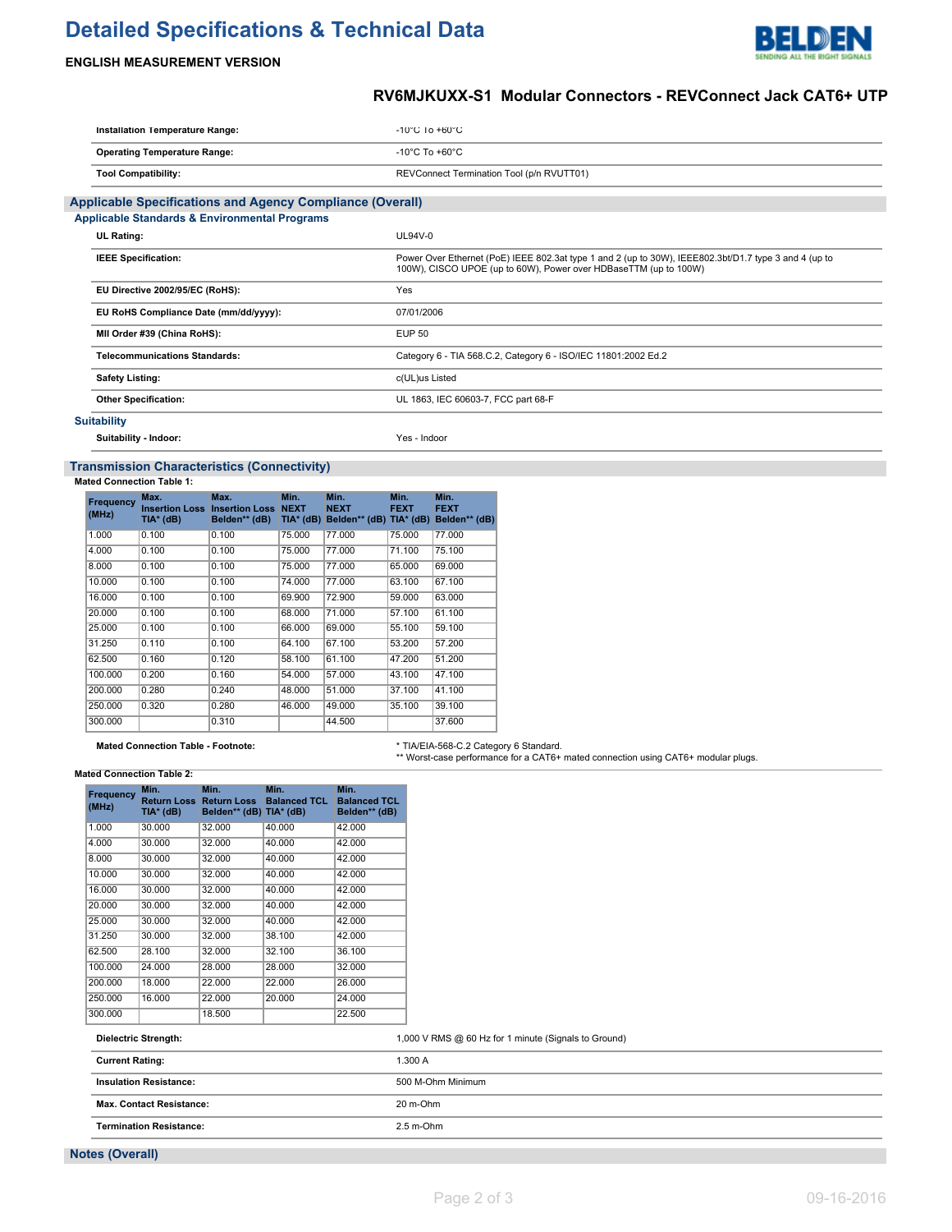| | |
|---|---|
| **Installation Temperature Range:** | -10°C To +60°C |
| **Operating Temperature Range:** | -10°C To +60°C |
| **Tool Compatibility:** | REVConnect Termination Tool (p/n RVUTT01) |

## Applicable Specifications and Agency Compliance (Overall)

### Applicable Standards & Environmental Programs

| | |
|---|---|
| **UL Rating:** | UL94V-0 |
| **IEEE Specification:** | Power Over Ethernet (PoE) IEEE 802.3at type 1 and 2 (up to 30W), IEEE802.3bt/D1.7 type 3 and 4 (up to 100W), CISCO UPOE (up to 60W), Power over HDBaseTTM (up to 100W) |
| **EU Directive 2002/95/EC (RoHS):** | Yes |
| **EU RoHS Compliance Date (mm/dd/yyyy):** | 07/01/2006 |
| **MII Order #39 (China RoHS):** | EUP 50 |
| **Telecommunications Standards:** | Category 6 - TIA 568.C.2, Category 6 - ISO/IEC 11801:2002 Ed.2 |
| **Safety Listing:** | c(UL)us Listed |
| **Other Specification:** | UL 1863, IEC 60603-7, FCC part 68-F |

### Suitability

| | |
|---|---|
| **Suitability - Indoor:** | Yes - Indoor |

## Transmission Characteristics (Connectivity)

**Mated Connection Table 1:**

| Frequency (MHz) | Max. Insertion Loss TIA* (dB) | Max. Insertion Loss Belden** (dB) | Min. NEXT TIA* (dB) | Min. NEXT Belden** (dB) | Min. FEXT TIA* (dB) | Min. FEXT Belden** (dB) |
|---|---|---|---|---|---|---|
| 1.000 | 0.100 | 0.100 | 75.000 | 77.000 | 75.000 | 77.000 |
| 4.000 | 0.100 | 0.100 | 75.000 | 77.000 | 71.100 | 75.100 |
| 8.000 | 0.100 | 0.100 | 75.000 | 77.000 | 65.000 | 69.000 |
| 10.000 | 0.100 | 0.100 | 74.000 | 77.000 | 63.100 | 67.100 |
| 16.000 | 0.100 | 0.100 | 69.900 | 72.900 | 59.000 | 63.000 |
| 20.000 | 0.100 | 0.100 | 68.000 | 71.000 | 57.100 | 61.100 |
| 25.000 | 0.100 | 0.100 | 66.000 | 69.000 | 55.100 | 59.100 |
| 31.250 | 0.110 | 0.100 | 64.100 | 67.100 | 53.200 | 57.200 |
| 62.500 | 0.160 | 0.120 | 58.100 | 61.100 | 47.200 | 51.200 |
| 100.000 | 0.200 | 0.160 | 54.000 | 57.000 | 43.100 | 47.100 |
| 200.000 | 0.280 | 0.240 | 48.000 | 51.000 | 37.100 | 41.100 |
| 250.000 | 0.320 | 0.280 | 46.000 | 49.000 | 35.100 | 39.100 |
| 300.000 | | 0.310 | | 44.500 | | 37.600 |

| | |
|---|---|
| **Mated Connection Table - Footnote:** | * TIA/EIA-568-C.2 Category 6 Standard.<br>** Worst-case performance for a CAT6+ mated connection using CAT6+ modular plugs. |

**Mated Connection Table 2:**

| Frequency (MHz) | Min. Return Loss TIA* (dB) | Min. Return Loss Belden** (dB) | Min. Balanced TCL TIA* (dB) | Min. Balanced TCL Belden** (dB) |
|---|---|---|---|---|
| 1.000 | 30.000 | 32.000 | 40.000 | 42.000 |
| 4.000 | 30.000 | 32.000 | 40.000 | 42.000 |
| 8.000 | 30.000 | 32.000 | 40.000 | 42.000 |
| 10.000 | 30.000 | 32.000 | 40.000 | 42.000 |
| 16.000 | 30.000 | 32.000 | 40.000 | 42.000 |
| 20.000 | 30.000 | 32.000 | 40.000 | 42.000 |
| 25.000 | 30.000 | 32.000 | 40.000 | 42.000 |
| 31.250 | 30.000 | 32.000 | 38.100 | 42.000 |
| 62.500 | 28.100 | 32.000 | 32.100 | 36.100 |
| 100.000 | 24.000 | 28.000 | 28.000 | 32.000 |
| 200.000 | 18.000 | 22.000 | 22.000 | 26.000 |
| 250.000 | 16.000 | 22.000 | 20.000 | 24.000 |
| 300.000 | | 18.500 | | 22.500 |

| | |
|---|---|
| **Dielectric Strength:** | 1,000 V RMS @ 60 Hz for 1 minute (Signals to Ground) |
| **Current Rating:** | 1.300 A |
| **Insulation Resistance:** | 500 M-Ohm Minimum |
| **Max. Contact Resistance:** | 20 m-Ohm |
| **Termination Resistance:** | 2.5 m-Ohm |

## Notes (Overall)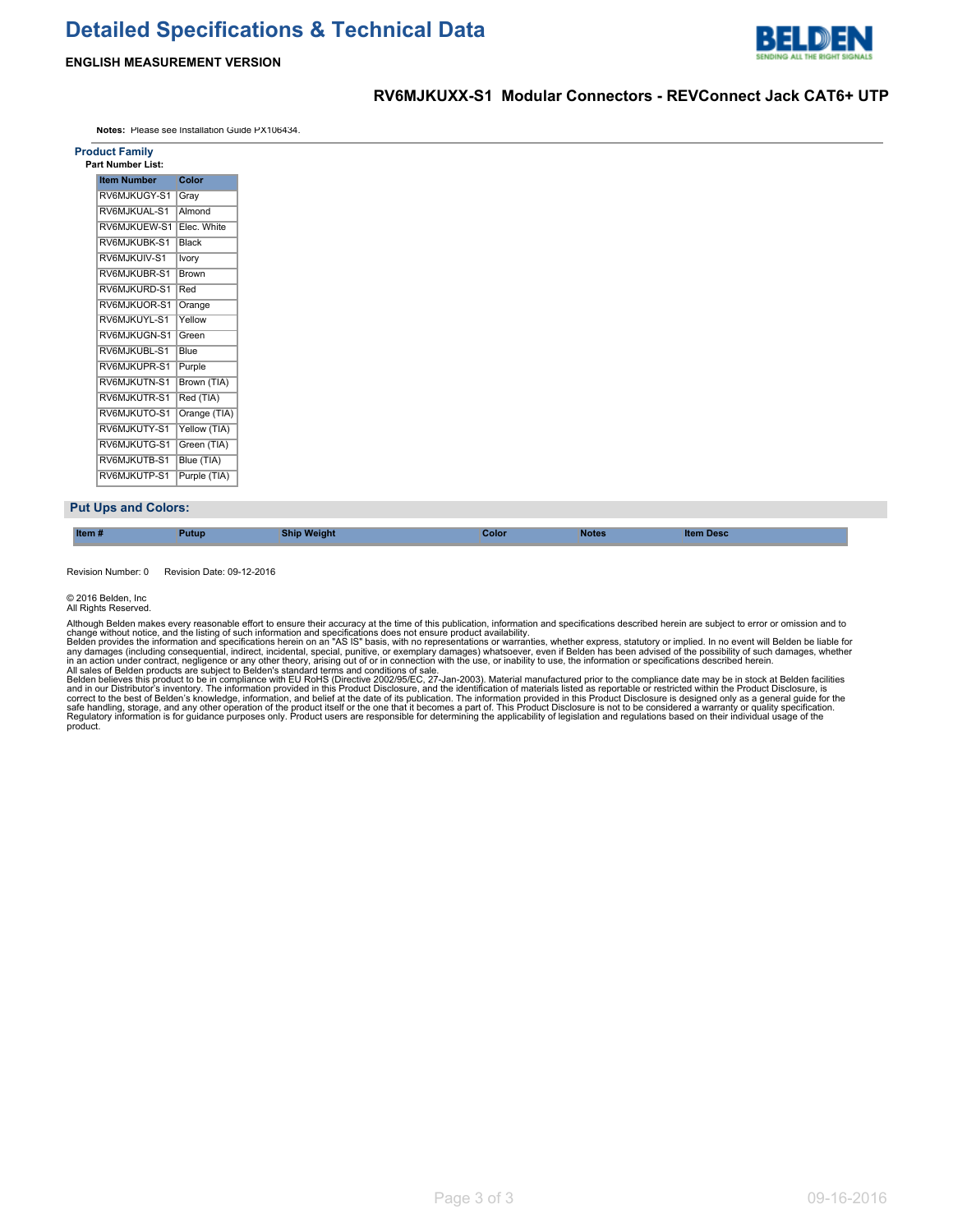# Detailed Specifications & Technical Data

**ENGLISH MEASUREMENT VERSION**

## RV6MJKUXX-S1 Modular Connectors - REVConnect Jack CAT6+ UTP

**Notes:** Please see Installation Guide PX106434.

### Product Family

**Part Number List:**

| Item Number | Color |
|---|---|
| RV6MJKUGY-S1 | Gray |
| RV6MJKUAL-S1 | Almond |
| RV6MJKUEW-S1 | Elec. White |
| RV6MJKUBK-S1 | Black |
| RV6MJKUIV-S1 | Ivory |
| RV6MJKUBR-S1 | Brown |
| RV6MJKURD-S1 | Red |
| RV6MJKUOR-S1 | Orange |
| RV6MJKUYL-S1 | Yellow |
| RV6MJKUGN-S1 | Green |
| RV6MJKUBL-S1 | Blue |
| RV6MJKUPR-S1 | Purple |
| RV6MJKUTN-S1 | Brown (TIA) |
| RV6MJKUTR-S1 | Red (TIA) |
| RV6MJKUTO-S1 | Orange (TIA) |
| RV6MJKUTY-S1 | Yellow (TIA) |
| RV6MJKUTG-S1 | Green (TIA) |
| RV6MJKUTB-S1 | Blue (TIA) |
| RV6MJKUTP-S1 | Purple (TIA) |

### Put Ups and Colors:

| Item # | Putup | Ship Weight | Color | Notes | Item Desc |
|---|---|---|---|---|---|

Revision Number: 0 Revision Date: 09-12-2016

© 2016 Belden, Inc
All Rights Reserved.

Although Belden makes every reasonable effort to ensure their accuracy at the time of this publication, information and specifications described herein are subject to error or omission and to change without notice, and the listing of such information and specifications does not ensure product availability.
Belden provides the information and specifications herein on an "AS IS" basis, with no representations or warranties, whether express, statutory or implied. In no event will Belden be liable for any damages (including consequential, indirect, incidental, special, punitive, or exemplary damages) whatsoever, even if Belden has been advised of the possibility of such damages, whether in an action under contract, negligence or any other theory, arising out of or in connection with the use, or inability to use, the information or specifications described herein.
All sales of Belden products are subject to Belden's standard terms and conditions of sale.
Belden believes this product to be in compliance with EU RoHS (Directive 2002/95/EC, 27-Jan-2003). Material manufactured prior to the compliance date may be in stock at Belden facilities and in our Distributor's inventory. The information provided in this Product Disclosure, and the identification of materials listed as reportable or restricted within the Product Disclosure, is correct to the best of Belden's knowledge, information, and belief at the date of its publication. The information provided in this Product Disclosure is designed only as a general guide for the safe handling, storage, and any other operation of the product itself or the one that it becomes a part of. This Product Disclosure is not to be considered a warranty or quality specification. Regulatory information is for guidance purposes only. Product users are responsible for determining the applicability of legislation and regulations based on their individual usage of the product.